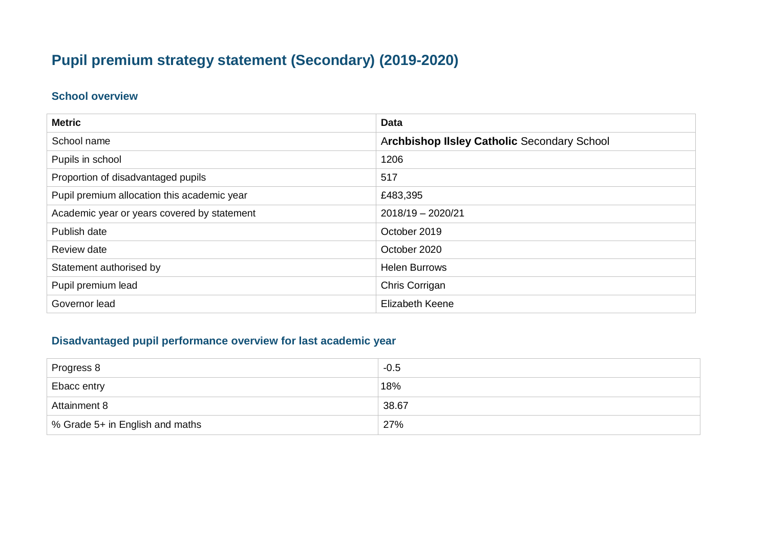# Pupil premium strategy statement (Secondary) (2019-2020)

## School overview

| Metric | Data |
|---|---|
| School name | **Archbishop Ilsley Catholic** Secondary School |
| Pupils in school | 1206 |
| Proportion of disadvantaged pupils | 517 |
| Pupil premium allocation this academic year | £483,395 |
| Academic year or years covered by statement | 2018/19 – 2020/21 |
| Publish date | October 2019 |
| Review date | October 2020 |
| Statement authorised by | Helen Burrows |
| Pupil premium lead | Chris Corrigan |
| Governor lead | Elizabeth Keene |

## Disadvantaged pupil performance overview for last academic year

| | |
|---|---|
| Progress 8 | -0.5 |
| Ebacc entry | 18% |
| Attainment 8 | 38.67 |
| % Grade 5+ in English and maths | 27% |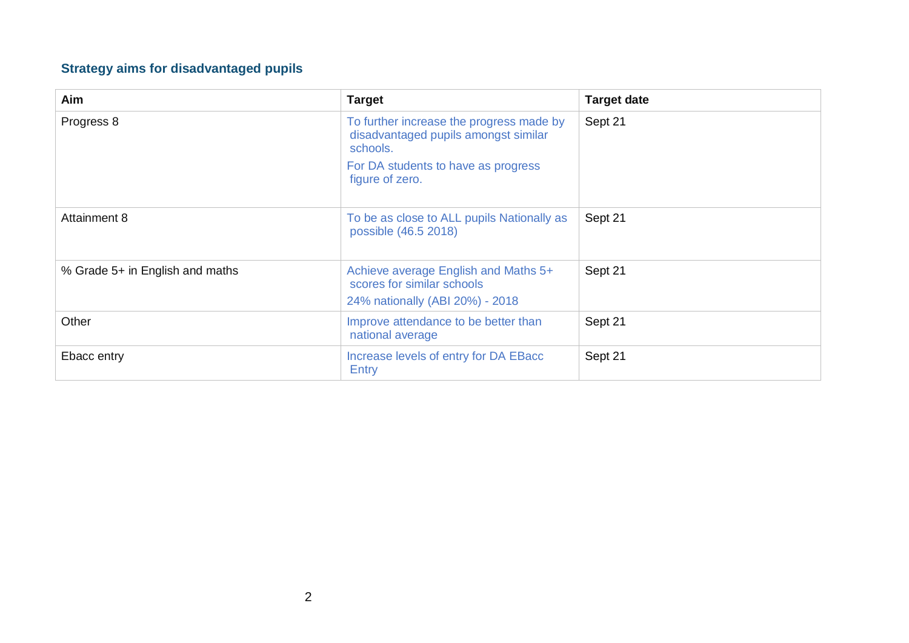### Strategy aims for disadvantaged pupils

| Aim | Target | Target date |
| --- | --- | --- |
| Progress 8 | To further increase the progress made by disadvantaged pupils amongst similar schools.<br>For DA students to have as progress figure of zero. | Sept 21 |
| Attainment 8 | To be as close to ALL pupils Nationally as possible (46.5 2018) | Sept 21 |
| % Grade 5+ in English and maths | Achieve average English and Maths 5+ scores for similar schools<br>24% nationally (ABI 20%) - 2018 | Sept 21 |
| Other | Improve attendance to be better than national average | Sept 21 |
| Ebacc entry | Increase levels of entry for DA EBacc Entry | Sept 21 |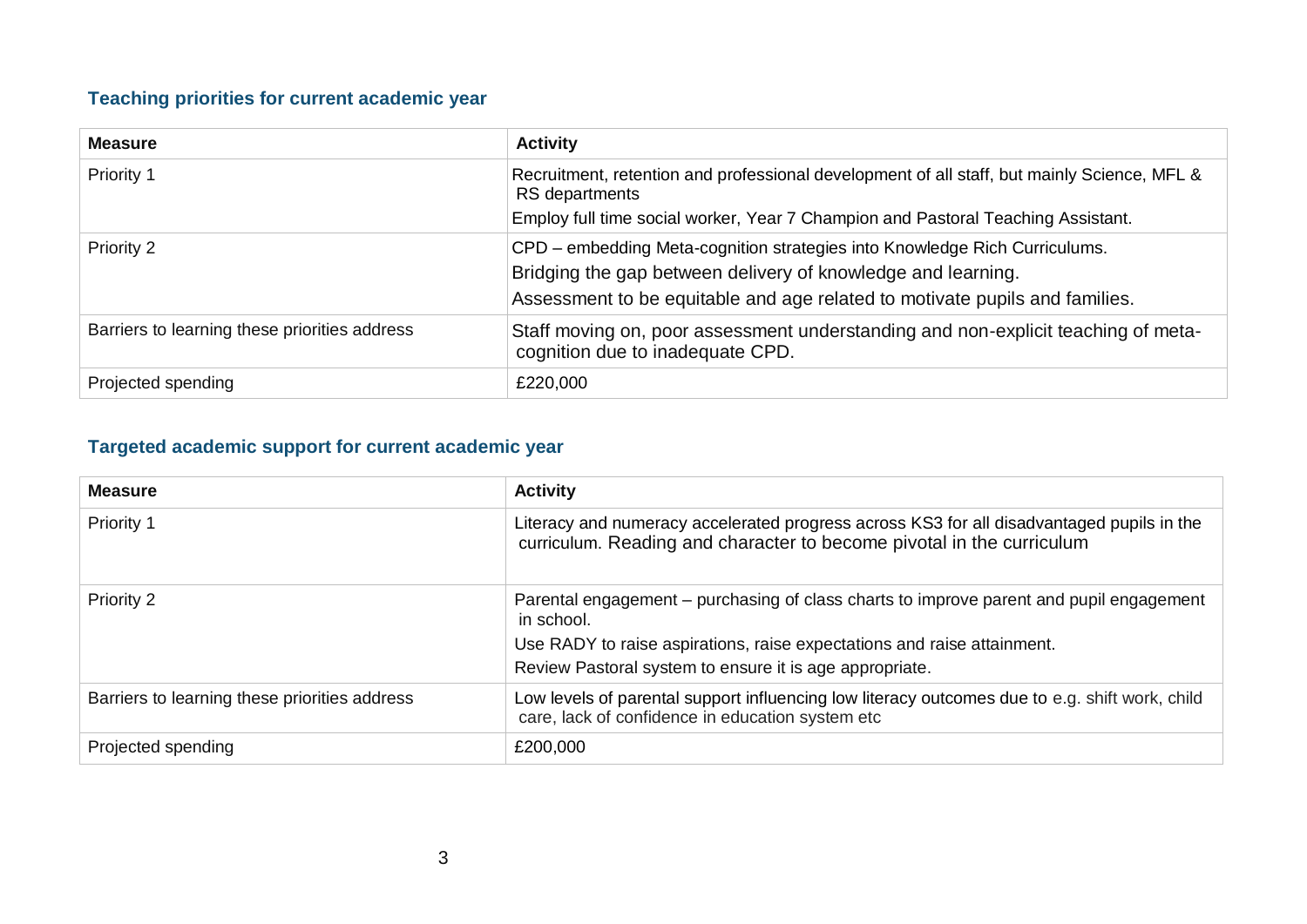### Teaching priorities for current academic year

| Measure | Activity |
|---|---|
| Priority 1 | Recruitment, retention and professional development of all staff, but mainly Science, MFL & RS departments<br>Employ full time social worker, Year 7 Champion and Pastoral Teaching Assistant. |
| Priority 2 | CPD – embedding Meta-cognition strategies into Knowledge Rich Curriculums.<br>Bridging the gap between delivery of knowledge and learning.<br>Assessment to be equitable and age related to motivate pupils and families. |
| Barriers to learning these priorities address | Staff moving on, poor assessment understanding and non-explicit teaching of meta-cognition due to inadequate CPD. |
| Projected spending | £220,000 |

### Targeted academic support for current academic year

| Measure | Activity |
|---|---|
| Priority 1 | Literacy and numeracy accelerated progress across KS3 for all disadvantaged pupils in the curriculum. Reading and character to become pivotal in the curriculum |
| Priority 2 | Parental engagement – purchasing of class charts to improve parent and pupil engagement in school.<br>Use RADY to raise aspirations, raise expectations and raise attainment.<br>Review Pastoral system to ensure it is age appropriate. |
| Barriers to learning these priorities address | Low levels of parental support influencing low literacy outcomes due to e.g. shift work, child care, lack of confidence in education system etc |
| Projected spending | £200,000 |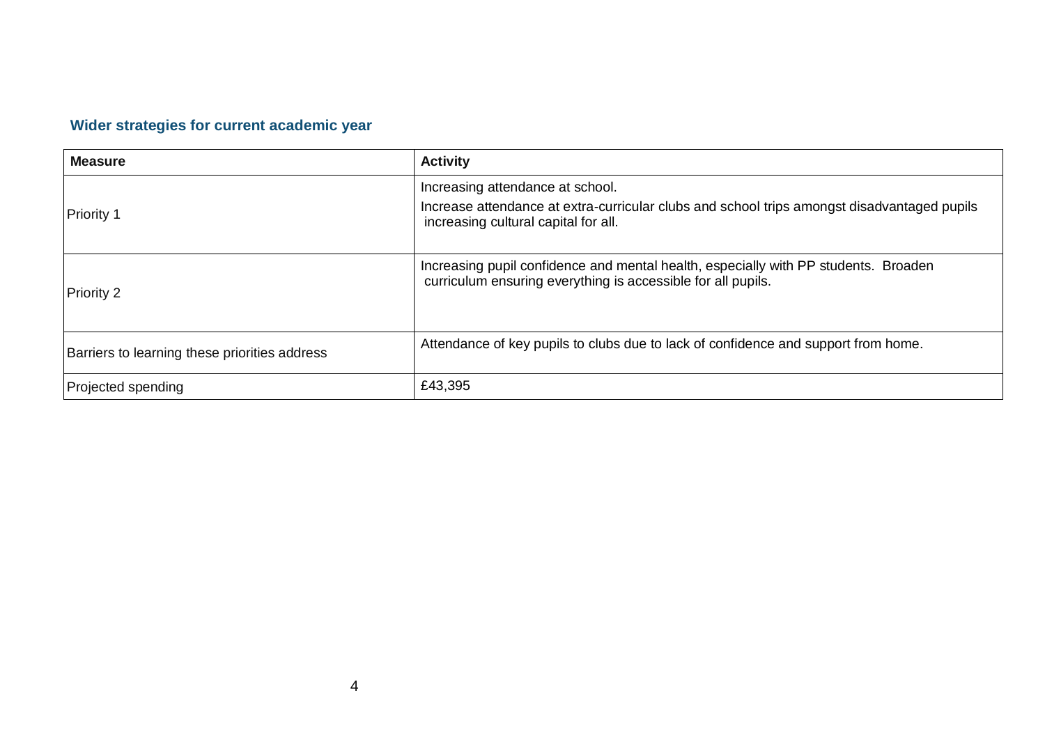## Wider strategies for current academic year

| Measure | Activity |
|---|---|
| Priority 1 | Increasing attendance at school.<br>Increase attendance at extra-curricular clubs and school trips amongst disadvantaged pupils increasing cultural capital for all. |
| Priority 2 | Increasing pupil confidence and mental health, especially with PP students. Broaden curriculum ensuring everything is accessible for all pupils. |
| Barriers to learning these priorities address | Attendance of key pupils to clubs due to lack of confidence and support from home. |
| Projected spending | £43,395 |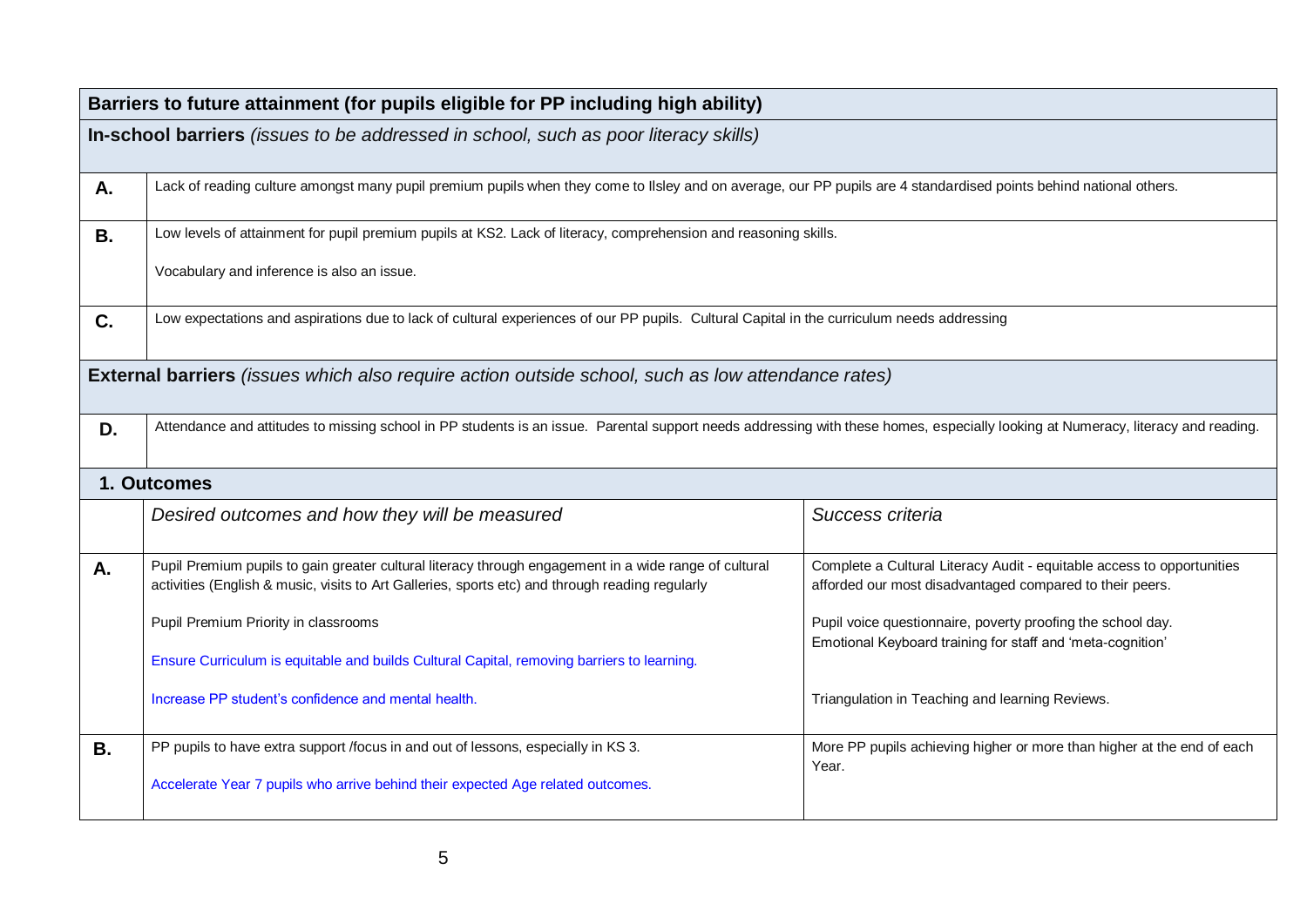| **Barriers to future attainment (for pupils eligible for PP including high ability)** | |
|---|---|
| **In-school barriers** *(issues to be addressed in school, such as poor literacy skills)* | |
| **A.** | Lack of reading culture amongst many pupil premium pupils when they come to Ilsley and on average, our PP pupils are 4 standardised points behind national others. |
| **B.** | Low levels of attainment for pupil premium pupils at KS2. Lack of literacy, comprehension and reasoning skills.<br><br>Vocabulary and inference is also an issue. |
| **C.** | Low expectations and aspirations due to lack of cultural experiences of our PP pupils. Cultural Capital in the curriculum needs addressing |
| **External barriers** *(issues which also require action outside school, such as low attendance rates)* | |
| **D.** | Attendance and attitudes to missing school in PP students is an issue. Parental support needs addressing with these homes, especially looking at Numeracy, literacy and reading. |

| **1. Outcomes** | | |
|---|---|---|
| | *Desired outcomes and how they will be measured* | *Success criteria* |
| **A.** | Pupil Premium pupils to gain greater cultural literacy through engagement in a wide range of cultural activities (English & music, visits to Art Galleries, sports etc) and through reading regularly<br><br>Pupil Premium Priority in classrooms<br><br>Ensure Curriculum is equitable and builds Cultural Capital, removing barriers to learning.<br><br>Increase PP student's confidence and mental health. | Complete a Cultural Literacy Audit - equitable access to opportunities afforded our most disadvantaged compared to their peers.<br><br>Pupil voice questionnaire, poverty proofing the school day.<br>Emotional Keyboard training for staff and 'meta-cognition'<br><br>Triangulation in Teaching and learning Reviews. |
| **B.** | PP pupils to have extra support /focus in and out of lessons, especially in KS 3.<br><br>Accelerate Year 7 pupils who arrive behind their expected Age related outcomes. | More PP pupils achieving higher or more than higher at the end of each Year. |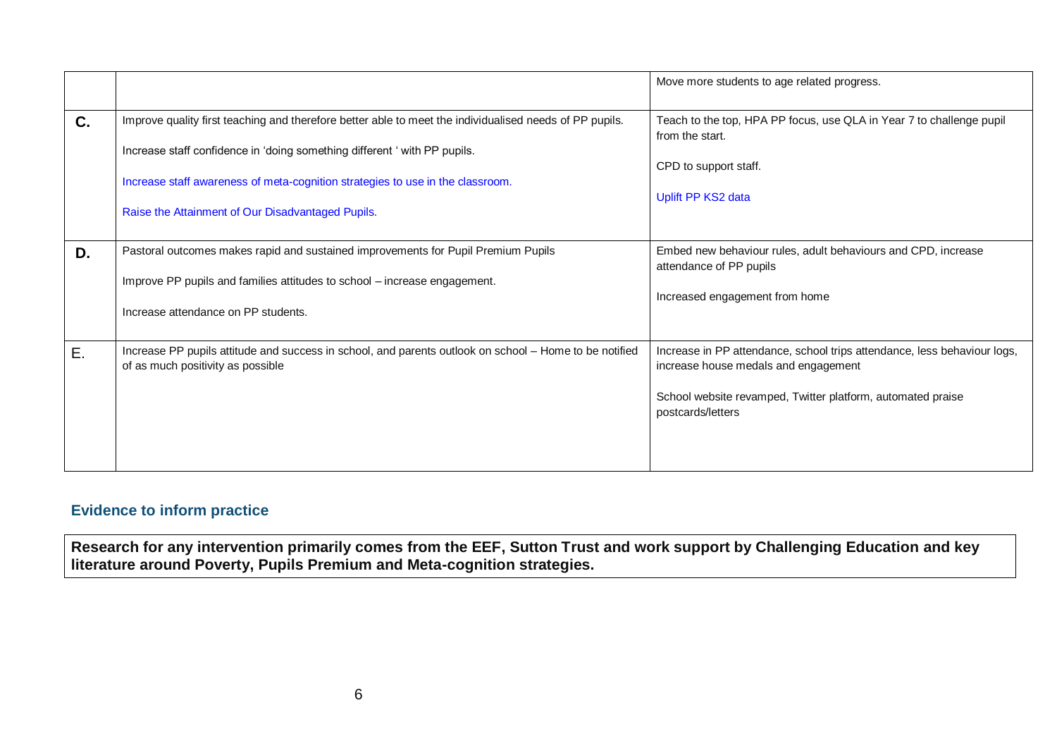| | | |
|---|---|---|
| | | Move more students to age related progress. |
| **C.** | Improve quality first teaching and therefore better able to meet the individualised needs of PP pupils.<br><br>Increase staff confidence in 'doing something different ' with PP pupils.<br><br>Increase staff awareness of meta-cognition strategies to use in the classroom.<br><br>Raise the Attainment of Our Disadvantaged Pupils. | Teach to the top, HPA PP focus, use QLA in Year 7 to challenge pupil from the start.<br><br>CPD to support staff.<br><br>Uplift PP KS2 data |
| **D.** | Pastoral outcomes makes rapid and sustained improvements for Pupil Premium Pupils<br><br>Improve PP pupils and families attitudes to school – increase engagement.<br><br>Increase attendance on PP students. | Embed new behaviour rules, adult behaviours and CPD, increase attendance of PP pupils<br><br>Increased engagement from home |
| E. | Increase PP pupils attitude and success in school, and parents outlook on school – Home to be notified of as much positivity as possible | Increase in PP attendance, school trips attendance, less behaviour logs, increase house medals and engagement<br><br>School website revamped, Twitter platform, automated praise postcards/letters |

## Evidence to inform practice

**Research for any intervention primarily comes from the EEF, Sutton Trust and work support by Challenging Education and key literature around Poverty, Pupils Premium and Meta-cognition strategies.**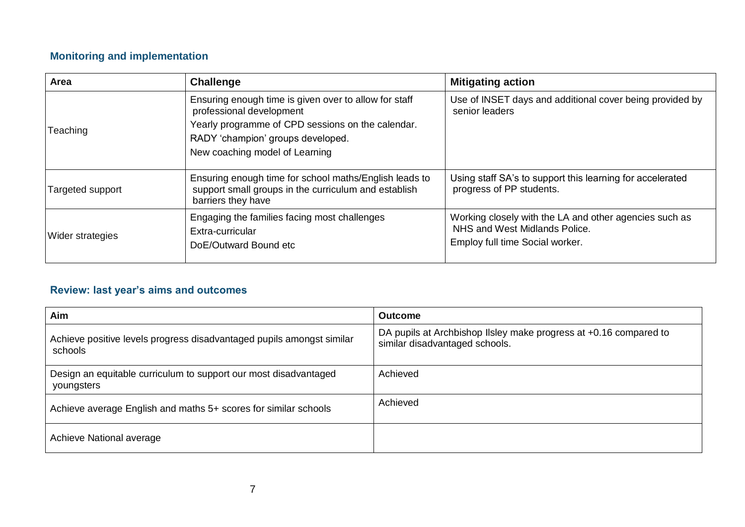## Monitoring and implementation

| Area | Challenge | Mitigating action |
|---|---|---|
| Teaching | Ensuring enough time is given over to allow for staff professional development<br>Yearly programme of CPD sessions on the calendar.<br>RADY 'champion' groups developed.<br>New coaching model of Learning | Use of INSET days and additional cover being provided by senior leaders |
| Targeted support | Ensuring enough time for school maths/English leads to support small groups in the curriculum and establish barriers they have | Using staff SA's to support this learning for accelerated progress of PP students. |
| Wider strategies | Engaging the families facing most challenges<br>Extra-curricular<br>DoE/Outward Bound etc | Working closely with the LA and other agencies such as NHS and West Midlands Police.<br>Employ full time Social worker. |

## Review: last year's aims and outcomes

| Aim | Outcome |
|---|---|
| Achieve positive levels progress disadvantaged pupils amongst similar schools | DA pupils at Archbishop Ilsley make progress at +0.16 compared to similar disadvantaged schools. |
| Design an equitable curriculum to support our most disadvantaged youngsters | Achieved |
| Achieve average English and maths 5+ scores for similar schools | Achieved |
| Achieve National average | |